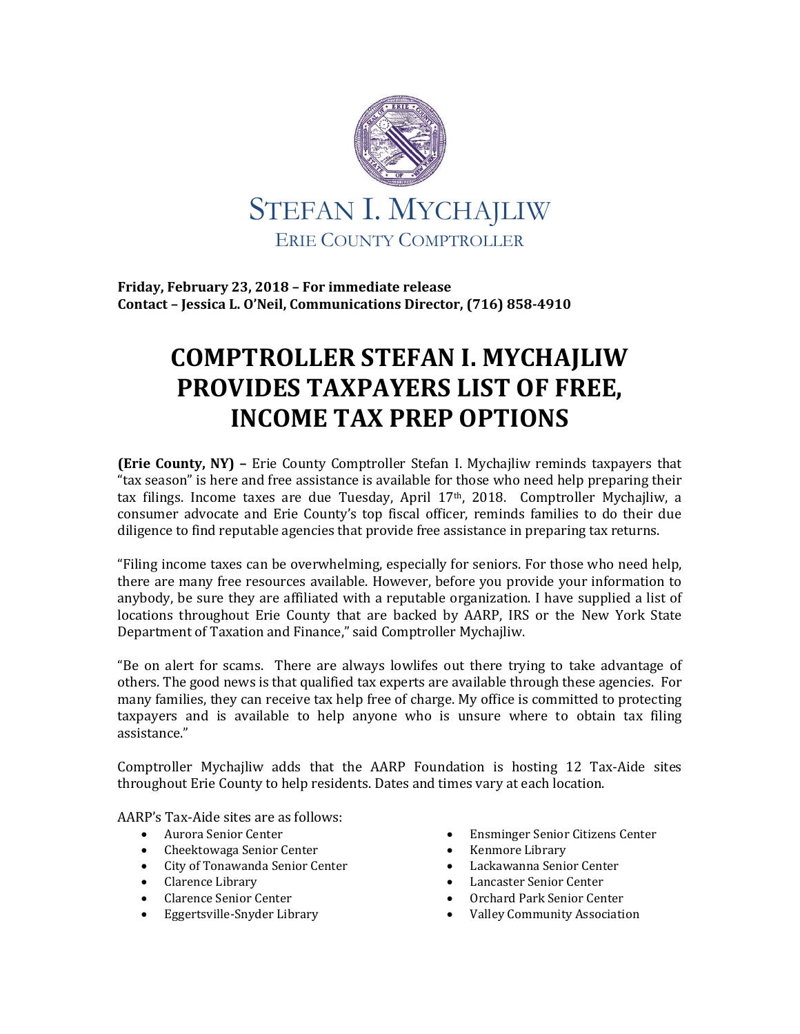STEFAN I. MYCHAJLIW
ERIE COUNTY COMPTROLLER

**Friday, February 23, 2018 – For immediate release**
**Contact – Jessica L. O'Neil, Communications Director, (716) 858-4910**

# COMPTROLLER STEFAN I. MYCHAJLIW PROVIDES TAXPAYERS LIST OF FREE, INCOME TAX PREP OPTIONS

**(Erie County, NY) –** Erie County Comptroller Stefan I. Mychajliw reminds taxpayers that "tax season" is here and free assistance is available for those who need help preparing their tax filings. Income taxes are due Tuesday, April 17th, 2018. Comptroller Mychajliw, a consumer advocate and Erie County's top fiscal officer, reminds families to do their due diligence to find reputable agencies that provide free assistance in preparing tax returns.

"Filing income taxes can be overwhelming, especially for seniors. For those who need help, there are many free resources available. However, before you provide your information to anybody, be sure they are affiliated with a reputable organization. I have supplied a list of locations throughout Erie County that are backed by AARP, IRS or the New York State Department of Taxation and Finance," said Comptroller Mychajliw.

"Be on alert for scams. There are always lowlifes out there trying to take advantage of others. The good news is that qualified tax experts are available through these agencies. For many families, they can receive tax help free of charge. My office is committed to protecting taxpayers and is available to help anyone who is unsure where to obtain tax filing assistance."

Comptroller Mychajliw adds that the AARP Foundation is hosting 12 Tax-Aide sites throughout Erie County to help residents. Dates and times vary at each location.

AARP's Tax-Aide sites are as follows:

- Aurora Senior Center
- Cheektowaga Senior Center
- City of Tonawanda Senior Center
- Clarence Library
- Clarence Senior Center
- Eggertsville-Snyder Library
- Ensminger Senior Citizens Center
- Kenmore Library
- Lackawanna Senior Center
- Lancaster Senior Center
- Orchard Park Senior Center
- Valley Community Association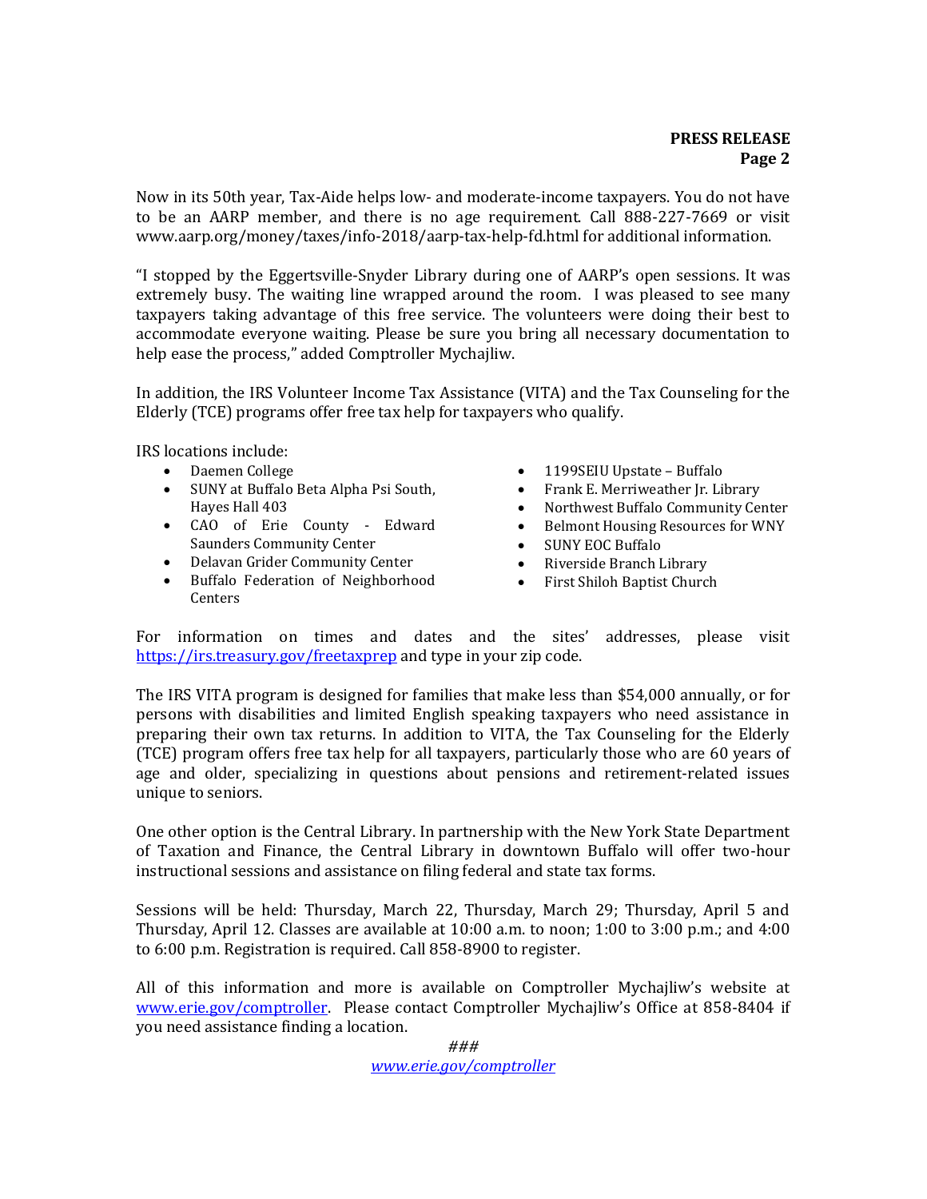Now in its 50th year, Tax-Aide helps low- and moderate-income taxpayers. You do not have to be an AARP member, and there is no age requirement. Call 888-227-7669 or visit www.aarp.org/money/taxes/info-2018/aarp-tax-help-fd.html for additional information.

"I stopped by the Eggertsville-Snyder Library during one of AARP's open sessions. It was extremely busy. The waiting line wrapped around the room. I was pleased to see many taxpayers taking advantage of this free service. The volunteers were doing their best to accommodate everyone waiting. Please be sure you bring all necessary documentation to help ease the process," added Comptroller Mychajliw.

In addition, the IRS Volunteer Income Tax Assistance (VITA) and the Tax Counseling for the Elderly (TCE) programs offer free tax help for taxpayers who qualify.

IRS locations include:

- Daemen College
- SUNY at Buffalo Beta Alpha Psi South, Hayes Hall 403
- CAO of Erie County - Edward Saunders Community Center
- Delavan Grider Community Center
- Buffalo Federation of Neighborhood Centers
- 1199SEIU Upstate – Buffalo
- Frank E. Merriweather Jr. Library
- Northwest Buffalo Community Center
- Belmont Housing Resources for WNY
- SUNY EOC Buffalo
- Riverside Branch Library
- First Shiloh Baptist Church

For information on times and dates and the sites' addresses, please visit https://irs.treasury.gov/freetaxprep and type in your zip code.

The IRS VITA program is designed for families that make less than $54,000 annually, or for persons with disabilities and limited English speaking taxpayers who need assistance in preparing their own tax returns. In addition to VITA, the Tax Counseling for the Elderly (TCE) program offers free tax help for all taxpayers, particularly those who are 60 years of age and older, specializing in questions about pensions and retirement-related issues unique to seniors.

One other option is the Central Library. In partnership with the New York State Department of Taxation and Finance, the Central Library in downtown Buffalo will offer two-hour instructional sessions and assistance on filing federal and state tax forms.

Sessions will be held: Thursday, March 22, Thursday, March 29; Thursday, April 5 and Thursday, April 12. Classes are available at 10:00 a.m. to noon; 1:00 to 3:00 p.m.; and 4:00 to 6:00 p.m. Registration is required. Call 858-8900 to register.

All of this information and more is available on Comptroller Mychajliw's website at www.erie.gov/comptroller. Please contact Comptroller Mychajliw's Office at 858-8404 if you need assistance finding a location.

*###*

*www.erie.gov/comptroller*